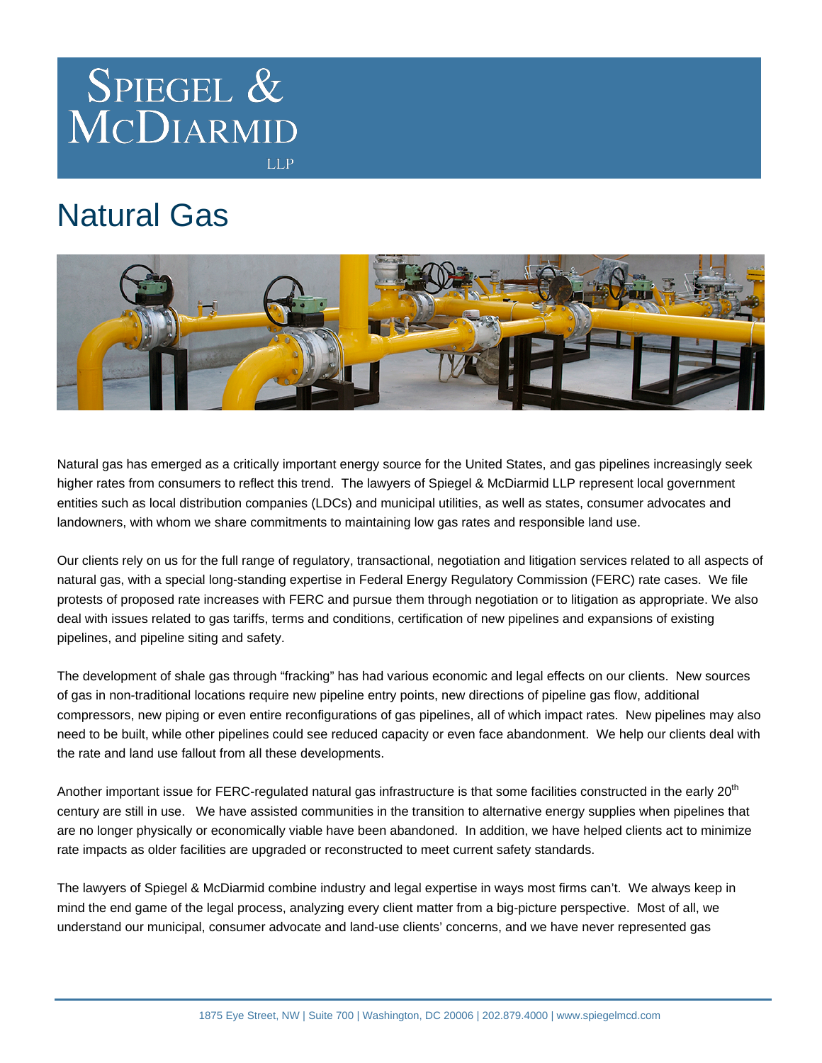# Spiegel & McDiarmid LLP

## Natural Gas

Natural gas has emerged as a critically important energy source for the United States, and gas pipelines increasingly seek higher rates from consumers to reflect this trend. The lawyers of Spiegel & McDiarmid LLP represent local government entities such as local distribution companies (LDCs) and municipal utilities, as well as states, consumer advocates and landowners, with whom we share commitments to maintaining low gas rates and responsible land use.

Our clients rely on us for the full range of regulatory, transactional, negotiation and litigation services related to all aspects of natural gas, with a special long-standing expertise in Federal Energy Regulatory Commission (FERC) rate cases. We file protests of proposed rate increases with FERC and pursue them through negotiation or to litigation as appropriate. We also deal with issues related to gas tariffs, terms and conditions, certification of new pipelines and expansions of existing pipelines, and pipeline siting and safety.

The development of shale gas through "fracking" has had various economic and legal effects on our clients. New sources of gas in non-traditional locations require new pipeline entry points, new directions of pipeline gas flow, additional compressors, new piping or even entire reconfigurations of gas pipelines, all of which impact rates. New pipelines may also need to be built, while other pipelines could see reduced capacity or even face abandonment. We help our clients deal with the rate and land use fallout from all these developments.

Another important issue for FERC-regulated natural gas infrastructure is that some facilities constructed in the early 20th century are still in use. We have assisted communities in the transition to alternative energy supplies when pipelines that are no longer physically or economically viable have been abandoned. In addition, we have helped clients act to minimize rate impacts as older facilities are upgraded or reconstructed to meet current safety standards.

The lawyers of Spiegel & McDiarmid combine industry and legal expertise in ways most firms can't. We always keep in mind the end game of the legal process, analyzing every client matter from a big-picture perspective. Most of all, we understand our municipal, consumer advocate and land-use clients' concerns, and we have never represented gas

1875 Eye Street, NW | Suite 700 | Washington, DC 20006 | 202.879.4000 | www.spiegelmcd.com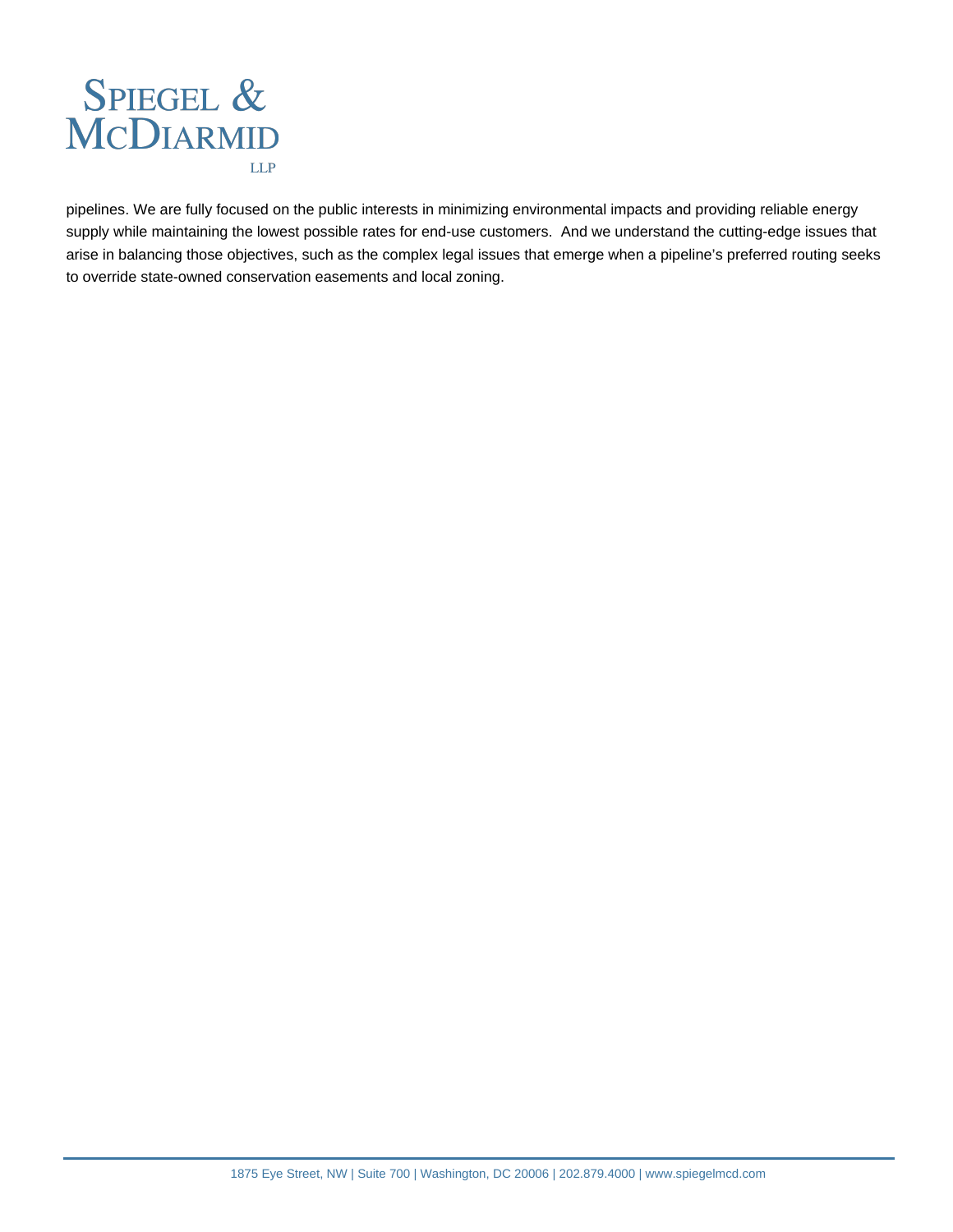pipelines. We are fully focused on the public interests in minimizing environmental impacts and providing reliable energy supply while maintaining the lowest possible rates for end-use customers.  And we understand the cutting-edge issues that arise in balancing those objectives, such as the complex legal issues that emerge when a pipeline's preferred routing seeks to override state-owned conservation easements and local zoning.